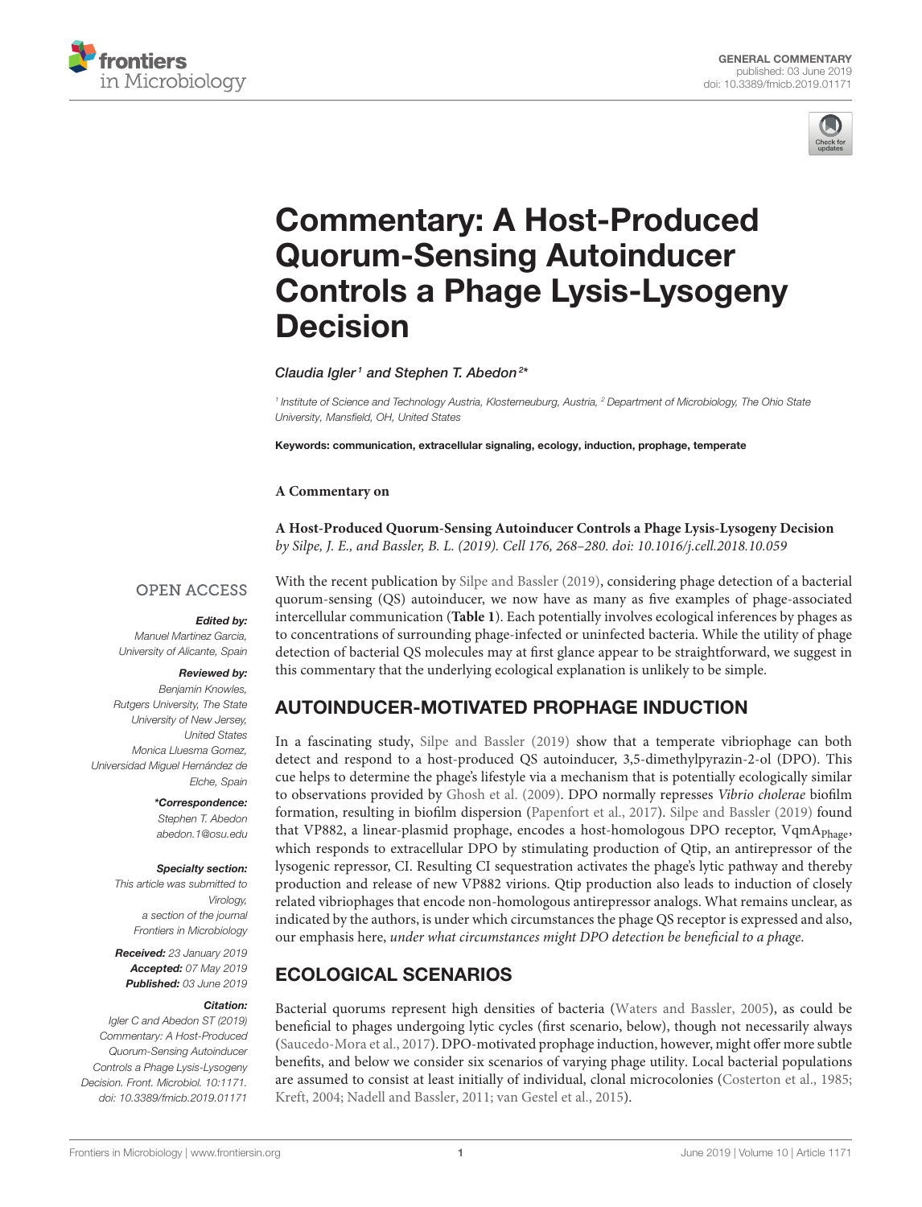GENERAL COMMENTARY
published: 03 June 2019
doi: 10.3389/fmicb.2019.01171

# Commentary: A Host-Produced Quorum-Sensing Autoinducer Controls a Phage Lysis-Lysogeny Decision

*Claudia Igler[1] and Stephen T. Abedon[2]**

[1] Institute of Science and Technology Austria, Klosterneuburg, Austria, [2] Department of Microbiology, The Ohio State University, Mansfield, OH, United States

**Keywords: communication, extracellular signaling, ecology, induction, prophage, temperate**

**A Commentary on**

**A Host-Produced Quorum-Sensing Autoinducer Controls a Phage Lysis-Lysogeny Decision**
*by Silpe, J. E., and Bassler, B. L. (2019). Cell 176, 268–280. doi: 10.1016/j.cell.2018.10.059*

OPEN ACCESS

*Edited by:*
Manuel Martinez Garcia,
University of Alicante, Spain

*Reviewed by:*
Benjamin Knowles,
Rutgers University, The State University of New Jersey, United States
Monica Lluesma Gomez,
Universidad Miguel Hernández de Elche, Spain

**\*Correspondence:*
Stephen T. Abedon
abedon.1@osu.edu

*Specialty section:*
This article was submitted to Virology, a section of the journal Frontiers in Microbiology

*Received:* 23 January 2019
*Accepted:* 07 May 2019
*Published:* 03 June 2019

*Citation:*
Igler C and Abedon ST (2019) Commentary: A Host-Produced Quorum-Sensing Autoinducer Controls a Phage Lysis-Lysogeny Decision. Front. Microbiol. 10:1171. doi: 10.3389/fmicb.2019.01171

With the recent publication by Silpe and Bassler (2019), considering phage detection of a bacterial quorum-sensing (QS) autoinducer, we now have as many as five examples of phage-associated intercellular communication (**Table 1**). Each potentially involves ecological inferences by phages as to concentrations of surrounding phage-infected or uninfected bacteria. While the utility of phage detection of bacterial QS molecules may at first glance appear to be straightforward, we suggest in this commentary that the underlying ecological explanation is unlikely to be simple.

## AUTOINDUCER-MOTIVATED PROPHAGE INDUCTION

In a fascinating study, Silpe and Bassler (2019) show that a temperate vibriophage can both detect and respond to a host-produced QS autoinducer, 3,5-dimethylpyrazin-2-ol (DPO). This cue helps to determine the phage's lifestyle via a mechanism that is potentially ecologically similar to observations provided by Ghosh et al. (2009). DPO normally represses *Vibrio cholerae* biofilm formation, resulting in biofilm dispersion (Papenfort et al., 2017). Silpe and Bassler (2019) found that VP882, a linear-plasmid prophage, encodes a host-homologous DPO receptor, $\text{VqmA}_{\text{Phage}}$, which responds to extracellular DPO by stimulating production of Qtip, an antirepressor of the lysogenic repressor, CI. Resulting CI sequestration activates the phage's lytic pathway and thereby production and release of new VP882 virions. Qtip production also leads to induction of closely related vibriophages that encode non-homologous antirepressor analogs. What remains unclear, as indicated by the authors, is under which circumstances the phage QS receptor is expressed and also, our emphasis here, *under what circumstances might DPO detection be beneficial to a phage.*

## ECOLOGICAL SCENARIOS

Bacterial quorums represent high densities of bacteria (Waters and Bassler, 2005), as could be beneficial to phages undergoing lytic cycles (first scenario, below), though not necessarily always (Saucedo-Mora et al., 2017). DPO-motivated prophage induction, however, might offer more subtle benefits, and below we consider six scenarios of varying phage utility. Local bacterial populations are assumed to consist at least initially of individual, clonal microcolonies (Costerton et al., 1985; Kreft, 2004; Nadell and Bassler, 2011; van Gestel et al., 2015).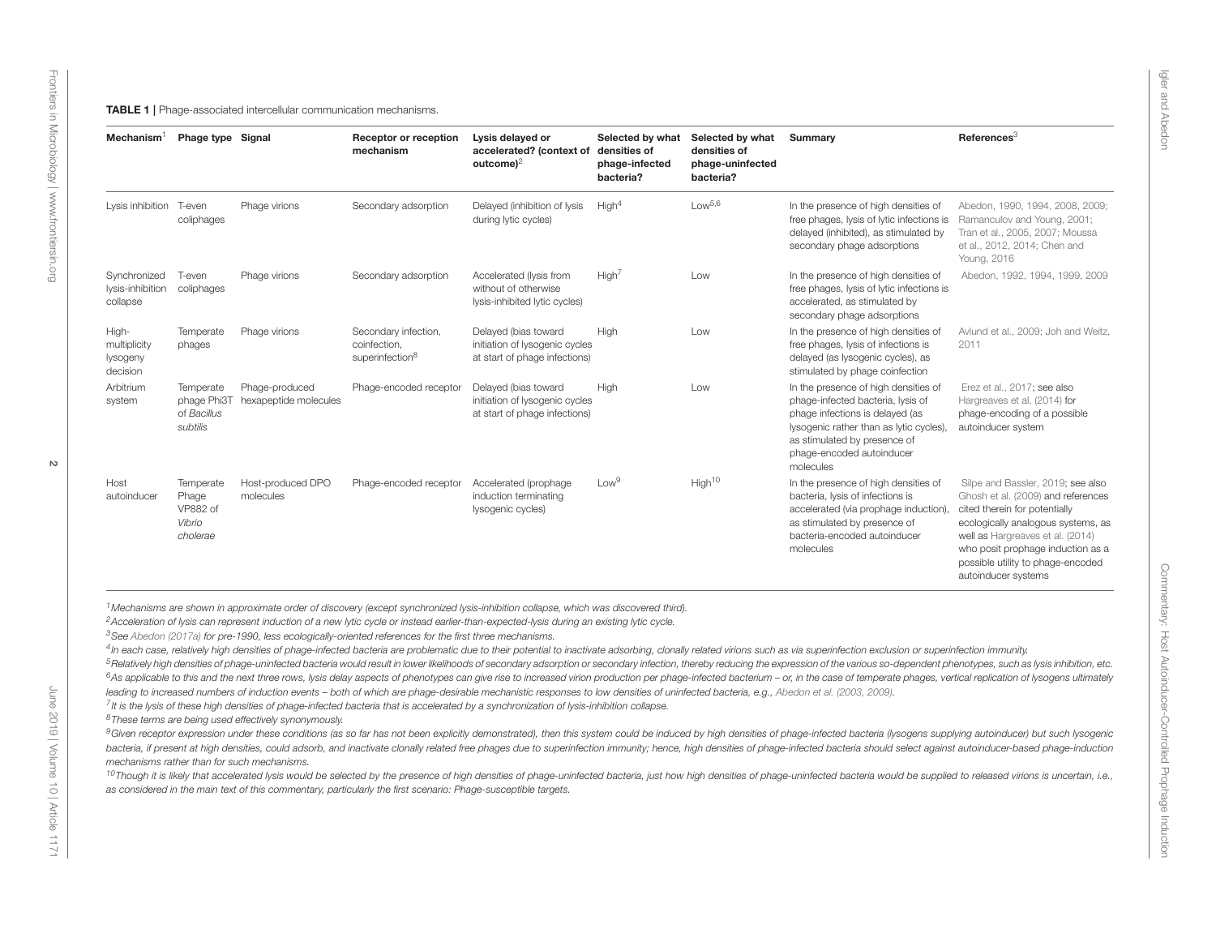**TABLE 1** | Phage-associated intercellular communication mechanisms.

| Mechanism[1] | Phage type | Signal | Receptor or reception mechanism | Lysis delayed or accelerated? (context of outcome)[2] | Selected by what densities of phage-infected bacteria? | Selected by what densities of phage-uninfected bacteria? | Summary | References[3] |
|---|---|---|---|---|---|---|---|---|
| Lysis inhibition | T-even coliphages | Phage virions | Secondary adsorption | Delayed (inhibition of lysis during lytic cycles) | High[4] | Low[5,6] | In the presence of high densities of free phages, lysis of lytic infections is delayed (inhibited), as stimulated by secondary phage adsorptions | Abedon, 1990, 1994, 2008, 2009; Ramanculov and Young, 2001; Tran et al., 2005, 2007; Moussa et al., 2012, 2014; Chen and Young, 2016 |
| Synchronized lysis-inhibition collapse | T-even coliphages | Phage virions | Secondary adsorption | Accelerated (lysis from without of otherwise lysis-inhibited lytic cycles) | High[7] | Low | In the presence of high densities of free phages, lysis of lytic infections is accelerated, as stimulated by secondary phage adsorptions | Abedon, 1992, 1994, 1999, 2009 |
| High-multiplicity lysogeny decision | Temperate phages | Phage virions | Secondary infection, coinfection, superinfection[8] | Delayed (bias toward initiation of lysogenic cycles at start of phage infections) | High | Low | In the presence of high densities of free phages, lysis of infections is delayed (as lysogenic cycles), as stimulated by phage coinfection | Avlund et al., 2009; Joh and Weitz, 2011 |
| Arbitrium system | Temperate phage Phi3T of *Bacillus subtilis* | Phage-produced hexapeptide molecules | Phage-encoded receptor | Delayed (bias toward initiation of lysogenic cycles at start of phage infections) | High | Low | In the presence of high densities of phage-infected bacteria, lysis of phage infections is delayed (as lysogenic rather than as lytic cycles), as stimulated by presence of phage-encoded autoinducer molecules | Erez et al., 2017; see also Hargreaves et al. (2014) for phage-encoding of a possible autoinducer system |
| Host autoinducer | Temperate Phage VP882 of *Vibrio cholerae* | Host-produced DPO molecules | Phage-encoded receptor | Accelerated (prophage induction terminating lysogenic cycles) | Low[9] | High[10] | In the presence of high densities of bacteria, lysis of infections is accelerated (via prophage induction), as stimulated by presence of bacteria-encoded autoinducer molecules | Silpe and Bassler, 2019; see also Ghosh et al. (2009) and references cited therein for potentially ecologically analogous systems, as well as Hargreaves et al. (2014) who posit prophage induction as a possible utility to phage-encoded autoinducer systems |

[1]*Mechanisms are shown in approximate order of discovery (except synchronized lysis-inhibition collapse, which was discovered third).*

[2]*Acceleration of lysis can represent induction of a new lytic cycle or instead earlier-than-expected-lysis during an existing lytic cycle.*

[3]*See Abedon (2017a) for pre-1990, less ecologically-oriented references for the first three mechanisms.*

[4]*In each case, relatively high densities of phage-infected bacteria are problematic due to their potential to inactivate adsorbing, clonally related virions such as via superinfection exclusion or superinfection immunity.*

[5]*Relatively high densities of phage-uninfected bacteria would result in lower likelihoods of secondary adsorption or secondary infection, thereby reducing the expression of the various so-dependent phenotypes, such as lysis inhibition, etc.*

[6]*As applicable to this and the next three rows, lysis delay aspects of phenotypes can give rise to increased virion production per phage-infected bacterium – or, in the case of temperate phages, vertical replication of lysogens ultimately leading to increased numbers of induction events – both of which are phage-desirable mechanistic responses to low densities of uninfected bacteria, e.g., Abedon et al. (2003, 2009).*

[7]*It is the lysis of these high densities of phage-infected bacteria that is accelerated by a synchronization of lysis-inhibition collapse.*

[8]*These terms are being used effectively synonymously.*

[9]*Given receptor expression under these conditions (as so far has not been explicitly demonstrated), then this system could be induced by high densities of phage-infected bacteria (lysogens supplying autoinducer) but such lysogenic bacteria, if present at high densities, could adsorb, and inactivate clonally related free phages due to superinfection immunity; hence, high densities of phage-infected bacteria should select against autoinducer-based phage-induction mechanisms rather than for such mechanisms.*

[10]*Though it is likely that accelerated lysis would be selected by the presence of high densities of phage-uninfected bacteria, just how high densities of phage-uninfected bacteria would be supplied to released virions is uncertain, i.e., as considered in the main text of this commentary, particularly the first scenario: Phage-susceptible targets.*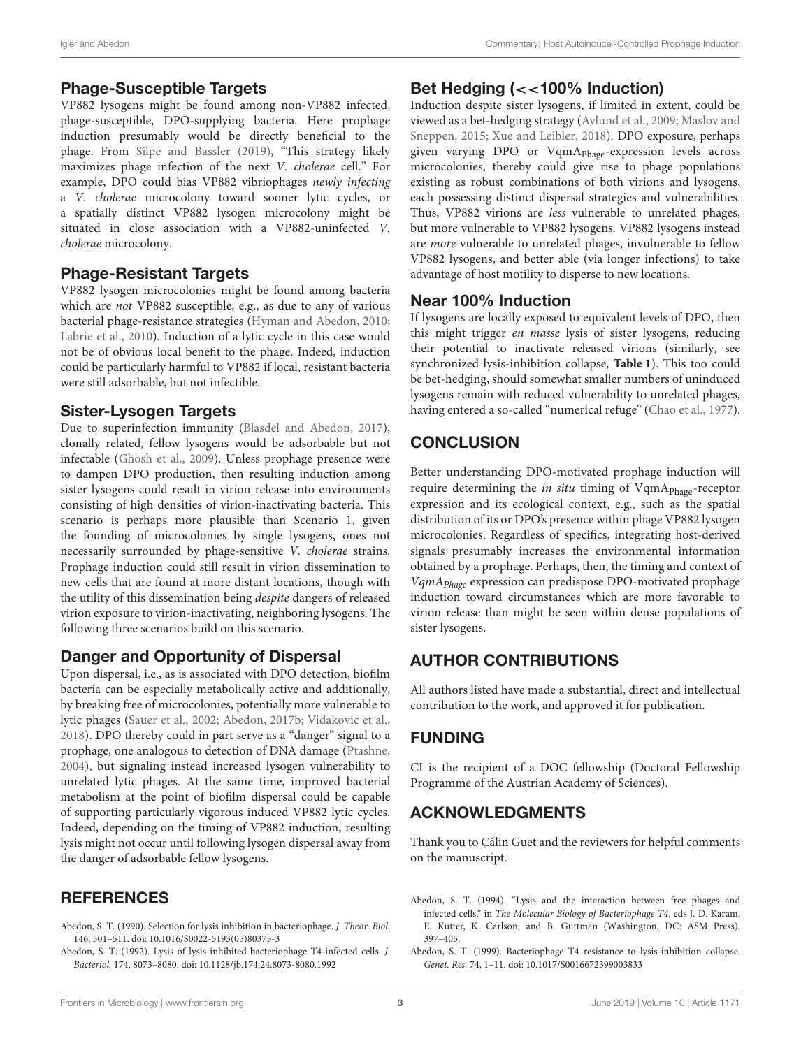## Phage-Susceptible Targets

VP882 lysogens might be found among non-VP882 infected, phage-susceptible, DPO-supplying bacteria. Here prophage induction presumably would be directly beneficial to the phage. From Silpe and Bassler (2019), "This strategy likely maximizes phage infection of the next *V. cholerae* cell." For example, DPO could bias VP882 vibriophages *newly infecting* a *V. cholerae* microcolony toward sooner lytic cycles, or a spatially distinct VP882 lysogen microcolony might be situated in close association with a VP882-uninfected *V. cholerae* microcolony.

## Phage-Resistant Targets

VP882 lysogen microcolonies might be found among bacteria which are *not* VP882 susceptible, e.g., as due to any of various bacterial phage-resistance strategies (Hyman and Abedon, 2010; Labrie et al., 2010). Induction of a lytic cycle in this case would not be of obvious local benefit to the phage. Indeed, induction could be particularly harmful to VP882 if local, resistant bacteria were still adsorbable, but not infectible.

## Sister-Lysogen Targets

Due to superinfection immunity (Blasdel and Abedon, 2017), clonally related, fellow lysogens would be adsorbable but not infectable (Ghosh et al., 2009). Unless prophage presence were to dampen DPO production, then resulting induction among sister lysogens could result in virion release into environments consisting of high densities of virion-inactivating bacteria. This scenario is perhaps more plausible than Scenario 1, given the founding of microcolonies by single lysogens, ones not necessarily surrounded by phage-sensitive *V. cholerae* strains. Prophage induction could still result in virion dissemination to new cells that are found at more distant locations, though with the utility of this dissemination being *despite* dangers of released virion exposure to virion-inactivating, neighboring lysogens. The following three scenarios build on this scenario.

## Danger and Opportunity of Dispersal

Upon dispersal, i.e., as is associated with DPO detection, biofilm bacteria can be especially metabolically active and additionally, by breaking free of microcolonies, potentially more vulnerable to lytic phages (Sauer et al., 2002; Abedon, 2017b; Vidakovic et al., 2018). DPO thereby could in part serve as a "danger" signal to a prophage, one analogous to detection of DNA damage (Ptashne, 2004), but signaling instead increased lysogen vulnerability to unrelated lytic phages. At the same time, improved bacterial metabolism at the point of biofilm dispersal could be capable of supporting particularly vigorous induced VP882 lytic cycles. Indeed, depending on the timing of VP882 induction, resulting lysis might not occur until following lysogen dispersal away from the danger of adsorbable fellow lysogens.

## Bet Hedging (<<100% Induction)

Induction despite sister lysogens, if limited in extent, could be viewed as a bet-hedging strategy (Avlund et al., 2009; Maslov and Sneppen, 2015; Xue and Leibler, 2018). DPO exposure, perhaps given varying DPO or $\text{VqmA}_{\text{Phage}}$-expression levels across microcolonies, thereby could give rise to phage populations existing as robust combinations of both virions and lysogens, each possessing distinct dispersal strategies and vulnerabilities. Thus, VP882 virions are *less* vulnerable to unrelated phages, but more vulnerable to VP882 lysogens. VP882 lysogens instead are *more* vulnerable to unrelated phages, invulnerable to fellow VP882 lysogens, and better able (via longer infections) to take advantage of host motility to disperse to new locations.

## Near 100% Induction

If lysogens are locally exposed to equivalent levels of DPO, then this might trigger *en masse* lysis of sister lysogens, reducing their potential to inactivate released virions (similarly, see synchronized lysis-inhibition collapse, **Table 1**). This too could be bet-hedging, should somewhat smaller numbers of uninduced lysogens remain with reduced vulnerability to unrelated phages, having entered a so-called "numerical refuge" (Chao et al., 1977).

# CONCLUSION

Better understanding DPO-motivated prophage induction will require determining the *in situ* timing of $\text{VqmA}_{\text{Phage}}$-receptor expression and its ecological context, e.g., such as the spatial distribution of its or DPO's presence within phage VP882 lysogen microcolonies. Regardless of specifics, integrating host-derived signals presumably increases the environmental information obtained by a prophage. Perhaps, then, the timing and context of *$VqmA_{Phage}$* expression can predispose DPO-motivated prophage induction toward circumstances which are more favorable to virion release than might be seen within dense populations of sister lysogens.

# AUTHOR CONTRIBUTIONS

All authors listed have made a substantial, direct and intellectual contribution to the work, and approved it for publication.

# FUNDING

CI is the recipient of a DOC fellowship (Doctoral Fellowship Programme of the Austrian Academy of Sciences).

# ACKNOWLEDGMENTS

Thank you to Călin Guet and the reviewers for helpful comments on the manuscript.

# REFERENCES

Abedon, S. T. (1990). Selection for lysis inhibition in bacteriophage. *J. Theor. Biol.* 146, 501–511. doi: 10.1016/S0022-5193(05)80375-3

Abedon, S. T. (1992). Lysis of lysis inhibited bacteriophage T4-infected cells. *J. Bacteriol.* 174, 8073–8080. doi: 10.1128/jb.174.24.8073-8080.1992

Abedon, S. T. (1994). "Lysis and the interaction between free phages and infected cells," in *The Molecular Biology of Bacteriophage T4*, eds J. D. Karam, E. Kutter, K. Carlson, and B. Guttman (Washington, DC: ASM Press), 397–405.

Abedon, S. T. (1999). Bacteriophage T4 resistance to lysis-inhibition collapse. *Genet. Res.* 74, 1–11. doi: 10.1017/S0016672399003833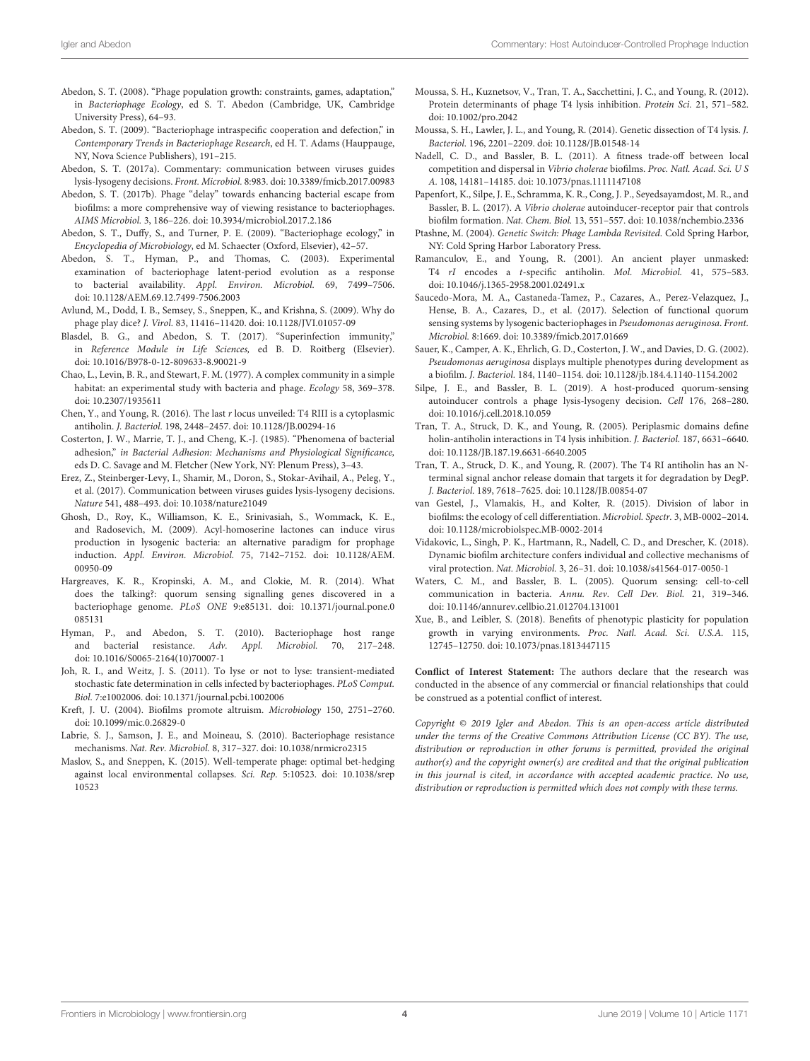Abedon, S. T. (2008). "Phage population growth: constraints, games, adaptation," in *Bacteriophage Ecology*, ed S. T. Abedon (Cambridge, UK, Cambridge University Press), 64–93.

Abedon, S. T. (2009). "Bacteriophage intraspecific cooperation and defection," in *Contemporary Trends in Bacteriophage Research*, ed H. T. Adams (Hauppauge, NY, Nova Science Publishers), 191–215.

Abedon, S. T. (2017a). Commentary: communication between viruses guides lysis-lysogeny decisions. *Front. Microbiol.* 8:983. doi: 10.3389/fmicb.2017.00983

Abedon, S. T. (2017b). Phage "delay" towards enhancing bacterial escape from biofilms: a more comprehensive way of viewing resistance to bacteriophages. *AIMS Microbiol.* 3, 186–226. doi: 10.3934/microbiol.2017.2.186

Abedon, S. T., Duffy, S., and Turner, P. E. (2009). "Bacteriophage ecology," in *Encyclopedia of Microbiology*, ed M. Schaecter (Oxford, Elsevier), 42–57.

Abedon, S. T., Hyman, P., and Thomas, C. (2003). Experimental examination of bacteriophage latent-period evolution as a response to bacterial availability. *Appl. Environ. Microbiol.* 69, 7499–7506. doi: 10.1128/AEM.69.12.7499-7506.2003

Avlund, M., Dodd, I. B., Semsey, S., Sneppen, K., and Krishna, S. (2009). Why do phage play dice? *J. Virol.* 83, 11416–11420. doi: 10.1128/JVI.01057-09

Blasdel, B. G., and Abedon, S. T. (2017). "Superinfection immunity," in *Reference Module in Life Sciences,* ed B. D. Roitberg (Elsevier). doi: 10.1016/B978-0-12-809633-8.90021-9

Chao, L., Levin, B. R., and Stewart, F. M. (1977). A complex community in a simple habitat: an experimental study with bacteria and phage. *Ecology* 58, 369–378. doi: 10.2307/1935611

Chen, Y., and Young, R. (2016). The last *r* locus unveiled: T4 RIII is a cytoplasmic antiholin. *J. Bacteriol.* 198, 2448–2457. doi: 10.1128/JB.00294-16

Costerton, J. W., Marrie, T. J., and Cheng, K.-J. (1985). "Phenomena of bacterial adhesion," *in Bacterial Adhesion: Mechanisms and Physiological Significance,* eds D. C. Savage and M. Fletcher (New York, NY: Plenum Press), 3–43.

Erez, Z., Steinberger-Levy, I., Shamir, M., Doron, S., Stokar-Avihail, A., Peleg, Y., et al. (2017). Communication between viruses guides lysis-lysogeny decisions. *Nature* 541, 488–493. doi: 10.1038/nature21049

Ghosh, D., Roy, K., Williamson, K. E., Srinivasiah, S., Wommack, K. E., and Radosevich, M. (2009). Acyl-homoserine lactones can induce virus production in lysogenic bacteria: an alternative paradigm for prophage induction. *Appl. Environ. Microbiol.* 75, 7142–7152. doi: 10.1128/AEM.00950-09

Hargreaves, K. R., Kropinski, A. M., and Clokie, M. R. (2014). What does the talking?: quorum sensing signalling genes discovered in a bacteriophage genome. *PLoS ONE* 9:e85131. doi: 10.1371/journal.pone.0085131

Hyman, P., and Abedon, S. T. (2010). Bacteriophage host range and bacterial resistance. *Adv. Appl. Microbiol.* 70, 217–248. doi: 10.1016/S0065-2164(10)70007-1

Joh, R. I., and Weitz, J. S. (2011). To lyse or not to lyse: transient-mediated stochastic fate determination in cells infected by bacteriophages. *PLoS Comput. Biol.* 7:e1002006. doi: 10.1371/journal.pcbi.1002006

Kreft, J. U. (2004). Biofilms promote altruism. *Microbiology* 150, 2751–2760. doi: 10.1099/mic.0.26829-0

Labrie, S. J., Samson, J. E., and Moineau, S. (2010). Bacteriophage resistance mechanisms. *Nat. Rev. Microbiol.* 8, 317–327. doi: 10.1038/nrmicro2315

Maslov, S., and Sneppen, K. (2015). Well-temperate phage: optimal bet-hedging against local environmental collapses. *Sci. Rep.* 5:10523. doi: 10.1038/srep10523

Moussa, S. H., Kuznetsov, V., Tran, T. A., Sacchettini, J. C., and Young, R. (2012). Protein determinants of phage T4 lysis inhibition. *Protein Sci.* 21, 571–582. doi: 10.1002/pro.2042

Moussa, S. H., Lawler, J. L., and Young, R. (2014). Genetic dissection of T4 lysis. *J. Bacteriol.* 196, 2201–2209. doi: 10.1128/JB.01548-14

Nadell, C. D., and Bassler, B. L. (2011). A fitness trade-off between local competition and dispersal in *Vibrio cholerae* biofilms. *Proc. Natl. Acad. Sci. U S A.* 108, 14181–14185. doi: 10.1073/pnas.1111147108

Papenfort, K., Silpe, J. E., Schramma, K. R., Cong, J. P., Seyedsayamdost, M. R., and Bassler, B. L. (2017). A *Vibrio cholerae* autoinducer-receptor pair that controls biofilm formation. *Nat. Chem. Biol.* 13, 551–557. doi: 10.1038/nchembio.2336

Ptashne, M. (2004). *Genetic Switch: Phage Lambda Revisited.* Cold Spring Harbor, NY: Cold Spring Harbor Laboratory Press.

Ramanculov, E., and Young, R. (2001). An ancient player unmasked: T4 *rI* encodes a *t*-specific antiholin. *Mol. Microbiol.* 41, 575–583. doi: 10.1046/j.1365-2958.2001.02491.x

Saucedo-Mora, M. A., Castaneda-Tamez, P., Cazares, A., Perez-Velazquez, J., Hense, B. A., Cazares, D., et al. (2017). Selection of functional quorum sensing systems by lysogenic bacteriophages in *Pseudomonas aeruginosa*. *Front. Microbiol.* 8:1669. doi: 10.3389/fmicb.2017.01669

Sauer, K., Camper, A. K., Ehrlich, G. D., Costerton, J. W., and Davies, D. G. (2002). *Pseudomonas aeruginosa* displays multiple phenotypes during development as a biofilm. *J. Bacteriol.* 184, 1140–1154. doi: 10.1128/jb.184.4.1140-1154.2002

Silpe, J. E., and Bassler, B. L. (2019). A host-produced quorum-sensing autoinducer controls a phage lysis-lysogeny decision. *Cell* 176, 268–280. doi: 10.1016/j.cell.2018.10.059

Tran, T. A., Struck, D. K., and Young, R. (2005). Periplasmic domains define holin-antiholin interactions in T4 lysis inhibition. *J. Bacteriol.* 187, 6631–6640. doi: 10.1128/JB.187.19.6631-6640.2005

Tran, T. A., Struck, D. K., and Young, R. (2007). The T4 RI antiholin has an N-terminal signal anchor release domain that targets it for degradation by DegP. *J. Bacteriol.* 189, 7618–7625. doi: 10.1128/JB.00854-07

van Gestel, J., Vlamakis, H., and Kolter, R. (2015). Division of labor in biofilms: the ecology of cell differentiation. *Microbiol. Spectr.* 3, MB-0002–2014. doi: 10.1128/microbiolspec.MB-0002-2014

Vidakovic, L., Singh, P. K., Hartmann, R., Nadell, C. D., and Drescher, K. (2018). Dynamic biofilm architecture confers individual and collective mechanisms of viral protection. *Nat. Microbiol.* 3, 26–31. doi: 10.1038/s41564-017-0050-1

Waters, C. M., and Bassler, B. L. (2005). Quorum sensing: cell-to-cell communication in bacteria. *Annu. Rev. Cell Dev. Biol.* 21, 319–346. doi: 10.1146/annurev.cellbio.21.012704.131001

Xue, B., and Leibler, S. (2018). Benefits of phenotypic plasticity for population growth in varying environments. *Proc. Natl. Acad. Sci. U.S.A.* 115, 12745–12750. doi: 10.1073/pnas.1813447115

**Conflict of Interest Statement:** The authors declare that the research was conducted in the absence of any commercial or financial relationships that could be construed as a potential conflict of interest.

*Copyright © 2019 Igler and Abedon. This is an open-access article distributed under the terms of the Creative Commons Attribution License (CC BY). The use, distribution or reproduction in other forums is permitted, provided the original author(s) and the copyright owner(s) are credited and that the original publication in this journal is cited, in accordance with accepted academic practice. No use, distribution or reproduction is permitted which does not comply with these terms.*